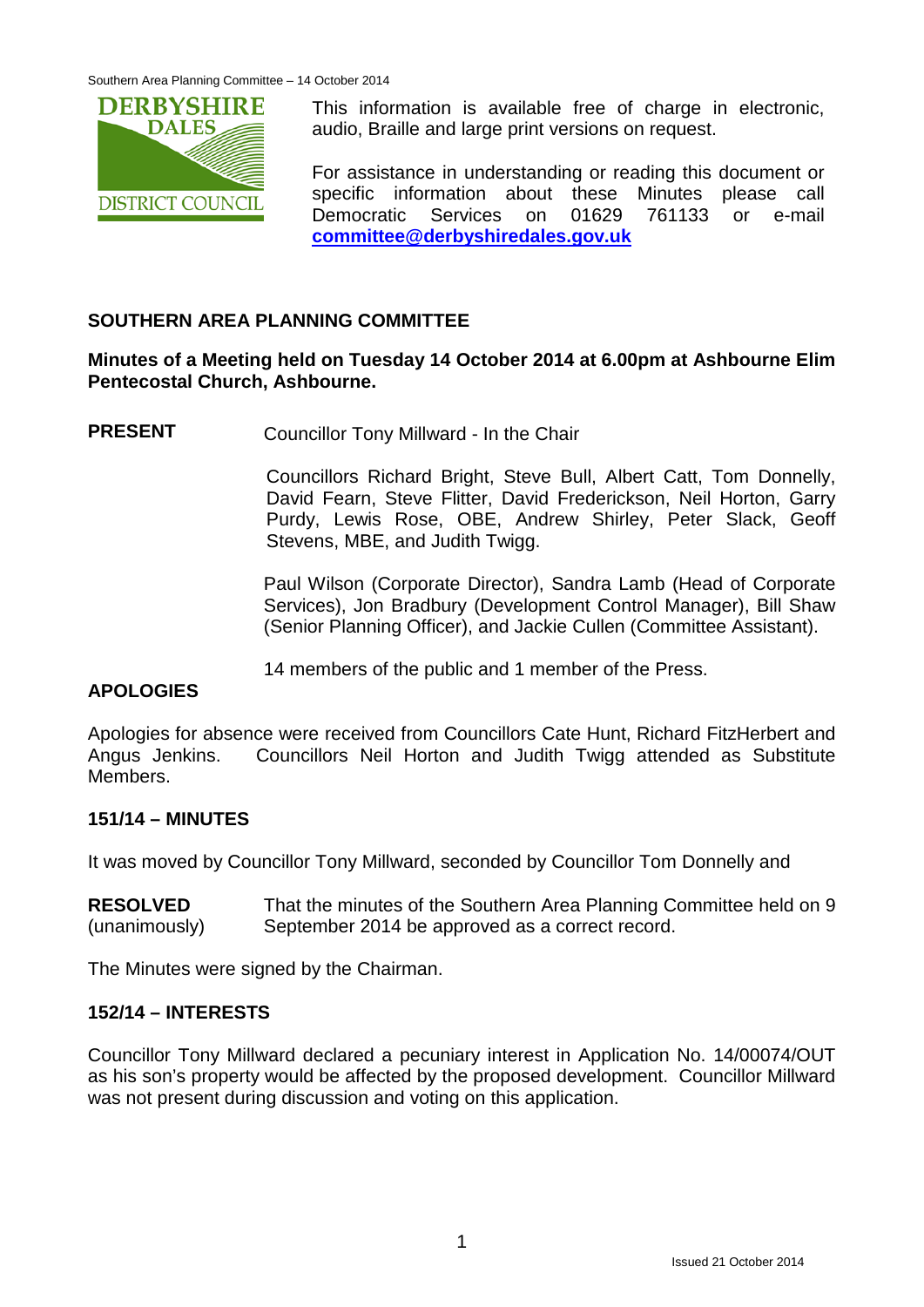This information is available free of charge in electronic, audio, Braille and large print versions on request.

For assistance in understanding or reading this document or specific information about these Minutes please call Democratic Services on 01629 761133 or e-mail **committee@derbyshiredales.gov.uk**

## SOUTHERN AREA PLANNING COMMITTEE

**Minutes of a Meeting held on Tuesday 14 October 2014 at 6.00pm at Ashbourne Elim Pentecostal Church, Ashbourne.**

**PRESENT** Councillor Tony Millward - In the Chair

Councillors Richard Bright, Steve Bull, Albert Catt, Tom Donnelly, David Fearn, Steve Flitter, David Frederickson, Neil Horton, Garry Purdy, Lewis Rose, OBE, Andrew Shirley, Peter Slack, Geoff Stevens, MBE, and Judith Twigg.

Paul Wilson (Corporate Director), Sandra Lamb (Head of Corporate Services), Jon Bradbury (Development Control Manager), Bill Shaw (Senior Planning Officer), and Jackie Cullen (Committee Assistant).

14 members of the public and 1 member of the Press.

**APOLOGIES**

Apologies for absence were received from Councillors Cate Hunt, Richard FitzHerbert and Angus Jenkins. Councillors Neil Horton and Judith Twigg attended as Substitute Members.

### 151/14 – MINUTES

It was moved by Councillor Tony Millward, seconded by Councillor Tom Donnelly and

**RESOLVED** (unanimously) That the minutes of the Southern Area Planning Committee held on 9 September 2014 be approved as a correct record.

The Minutes were signed by the Chairman.

### 152/14 – INTERESTS

Councillor Tony Millward declared a pecuniary interest in Application No. 14/00074/OUT as his son's property would be affected by the proposed development. Councillor Millward was not present during discussion and voting on this application.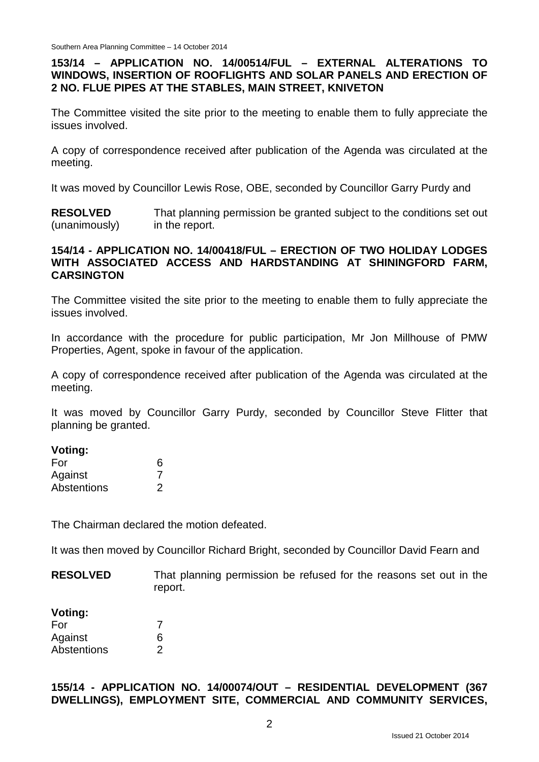**153/14 – APPLICATION NO. 14/00514/FUL – EXTERNAL ALTERATIONS TO WINDOWS, INSERTION OF ROOFLIGHTS AND SOLAR PANELS AND ERECTION OF 2 NO. FLUE PIPES AT THE STABLES, MAIN STREET, KNIVETON**

The Committee visited the site prior to the meeting to enable them to fully appreciate the issues involved.

A copy of correspondence received after publication of the Agenda was circulated at the meeting.

It was moved by Councillor Lewis Rose, OBE, seconded by Councillor Garry Purdy and

**RESOLVED** (unanimously) That planning permission be granted subject to the conditions set out in the report.

**154/14 - APPLICATION NO. 14/00418/FUL – ERECTION OF TWO HOLIDAY LODGES WITH ASSOCIATED ACCESS AND HARDSTANDING AT SHININGFORD FARM, CARSINGTON**

The Committee visited the site prior to the meeting to enable them to fully appreciate the issues involved.

In accordance with the procedure for public participation, Mr Jon Millhouse of PMW Properties, Agent, spoke in favour of the application.

A copy of correspondence received after publication of the Agenda was circulated at the meeting.

It was moved by Councillor Garry Purdy, seconded by Councillor Steve Flitter that planning be granted.

**Voting:**

| | |
|---|---|
| For | 6 |
| Against | 7 |
| Abstentions | 2 |

The Chairman declared the motion defeated.

It was then moved by Councillor Richard Bright, seconded by Councillor David Fearn and

**RESOLVED** That planning permission be refused for the reasons set out in the report.

**Voting:**

| | |
|---|---|
| For | 7 |
| Against | 6 |
| Abstentions | 2 |

**155/14 - APPLICATION NO. 14/00074/OUT – RESIDENTIAL DEVELOPMENT (367 DWELLINGS), EMPLOYMENT SITE, COMMERCIAL AND COMMUNITY SERVICES,**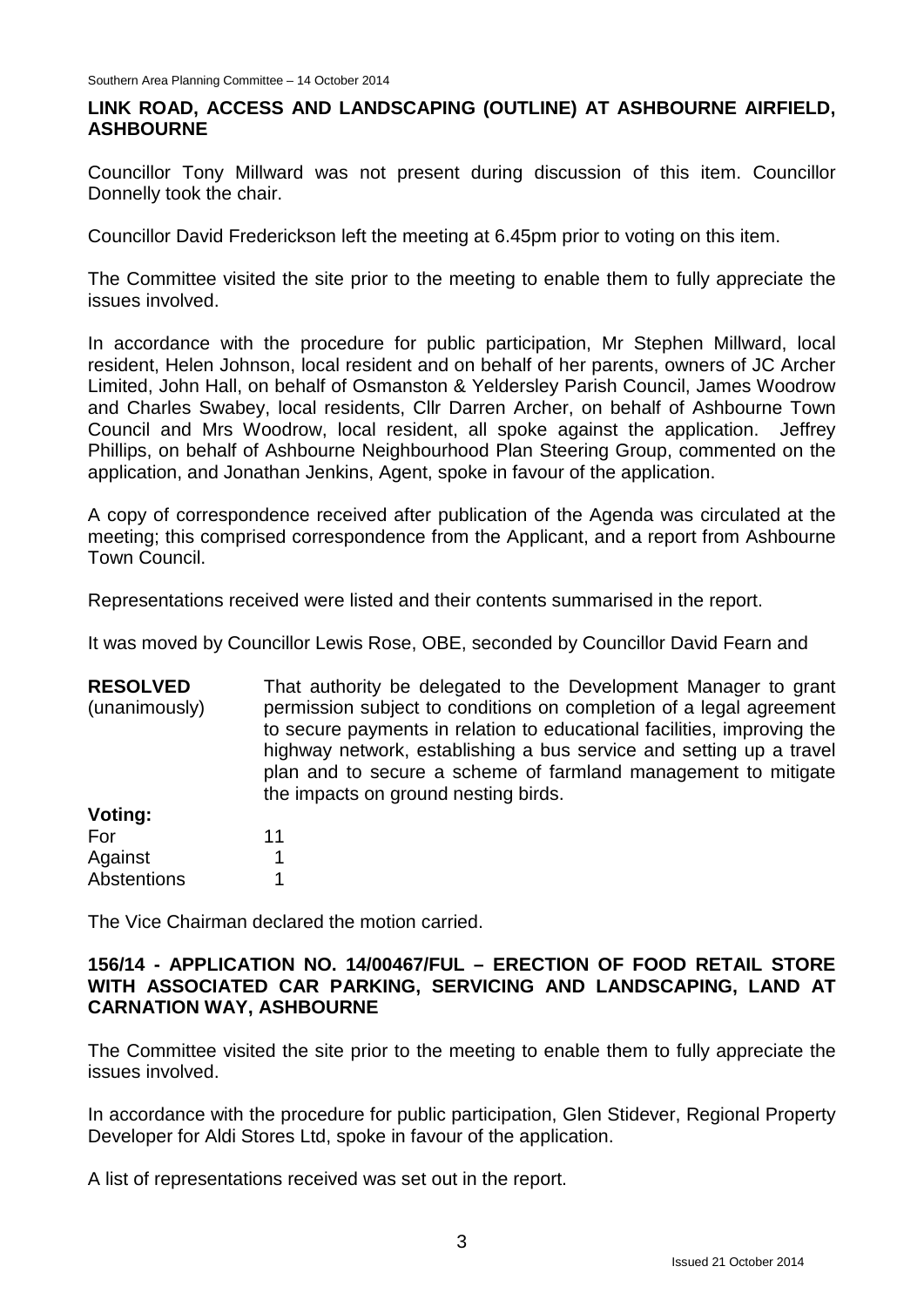## LINK ROAD, ACCESS AND LANDSCAPING (OUTLINE) AT ASHBOURNE AIRFIELD, ASHBOURNE

Councillor Tony Millward was not present during discussion of this item. Councillor Donnelly took the chair.

Councillor David Frederickson left the meeting at 6.45pm prior to voting on this item.

The Committee visited the site prior to the meeting to enable them to fully appreciate the issues involved.

In accordance with the procedure for public participation, Mr Stephen Millward, local resident, Helen Johnson, local resident and on behalf of her parents, owners of JC Archer Limited, John Hall, on behalf of Osmanston & Yeldersley Parish Council, James Woodrow and Charles Swabey, local residents, Cllr Darren Archer, on behalf of Ashbourne Town Council and Mrs Woodrow, local resident, all spoke against the application. Jeffrey Phillips, on behalf of Ashbourne Neighbourhood Plan Steering Group, commented on the application, and Jonathan Jenkins, Agent, spoke in favour of the application.

A copy of correspondence received after publication of the Agenda was circulated at the meeting; this comprised correspondence from the Applicant, and a report from Ashbourne Town Council.

Representations received were listed and their contents summarised in the report.

It was moved by Councillor Lewis Rose, OBE, seconded by Councillor David Fearn and

**RESOLVED** (unanimously) That authority be delegated to the Development Manager to grant permission subject to conditions on completion of a legal agreement to secure payments in relation to educational facilities, improving the highway network, establishing a bus service and setting up a travel plan and to secure a scheme of farmland management to mitigate the impacts on ground nesting birds.

**Voting:**

| | |
|---|---|
| For | 11 |
| Against | 1 |
| Abstentions | 1 |

The Vice Chairman declared the motion carried.

## 156/14 - APPLICATION NO. 14/00467/FUL – ERECTION OF FOOD RETAIL STORE WITH ASSOCIATED CAR PARKING, SERVICING AND LANDSCAPING, LAND AT CARNATION WAY, ASHBOURNE

The Committee visited the site prior to the meeting to enable them to fully appreciate the issues involved.

In accordance with the procedure for public participation, Glen Stidever, Regional Property Developer for Aldi Stores Ltd, spoke in favour of the application.

A list of representations received was set out in the report.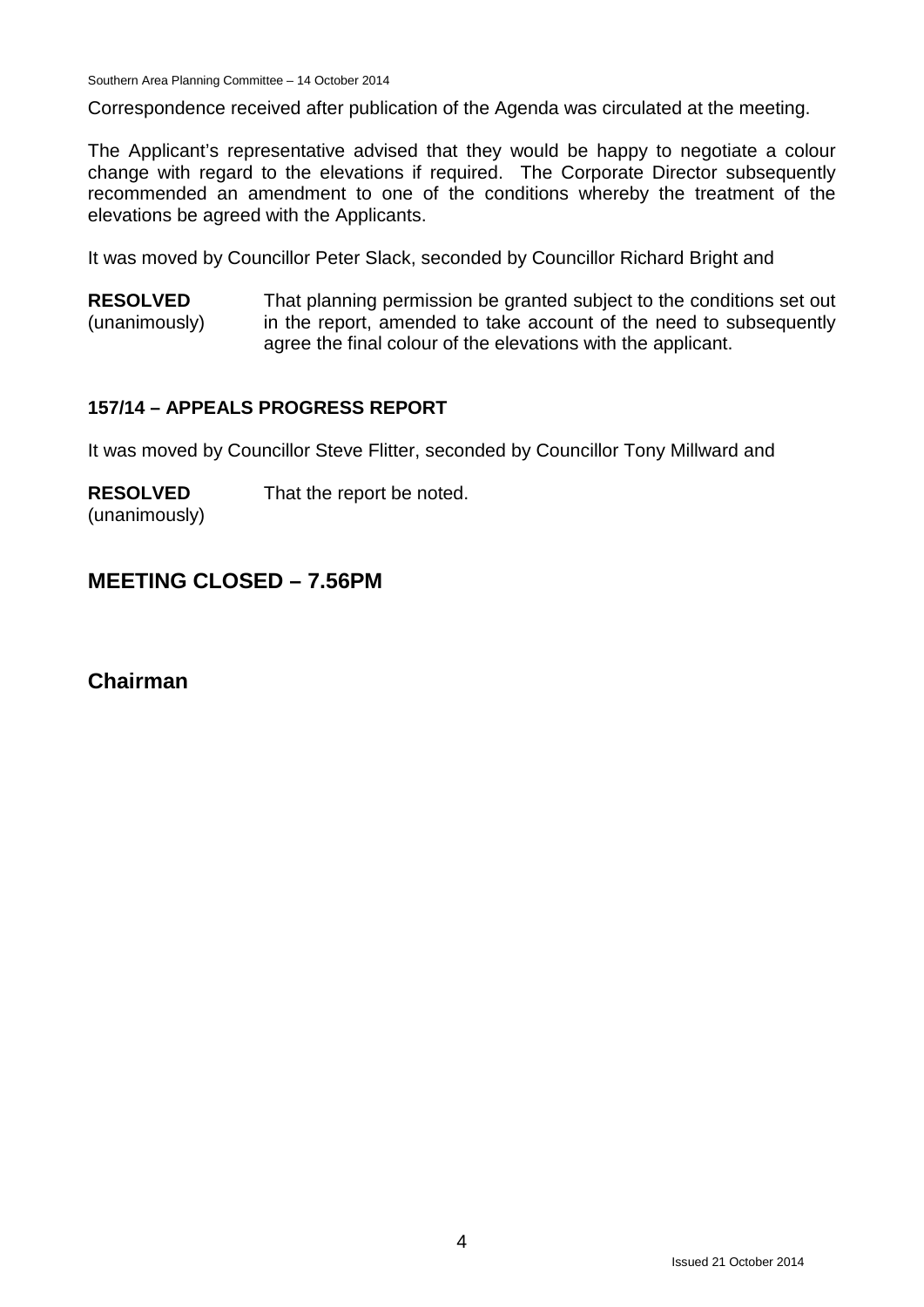Correspondence received after publication of the Agenda was circulated at the meeting.

The Applicant's representative advised that they would be happy to negotiate a colour change with regard to the elevations if required. The Corporate Director subsequently recommended an amendment to one of the conditions whereby the treatment of the elevations be agreed with the Applicants.

It was moved by Councillor Peter Slack, seconded by Councillor Richard Bright and

**RESOLVED** (unanimously) That planning permission be granted subject to the conditions set out in the report, amended to take account of the need to subsequently agree the final colour of the elevations with the applicant.

### 157/14 – APPEALS PROGRESS REPORT

It was moved by Councillor Steve Flitter, seconded by Councillor Tony Millward and

**RESOLVED** (unanimously) That the report be noted.

## MEETING CLOSED – 7.56PM

## Chairman

Issued 21 October 2014